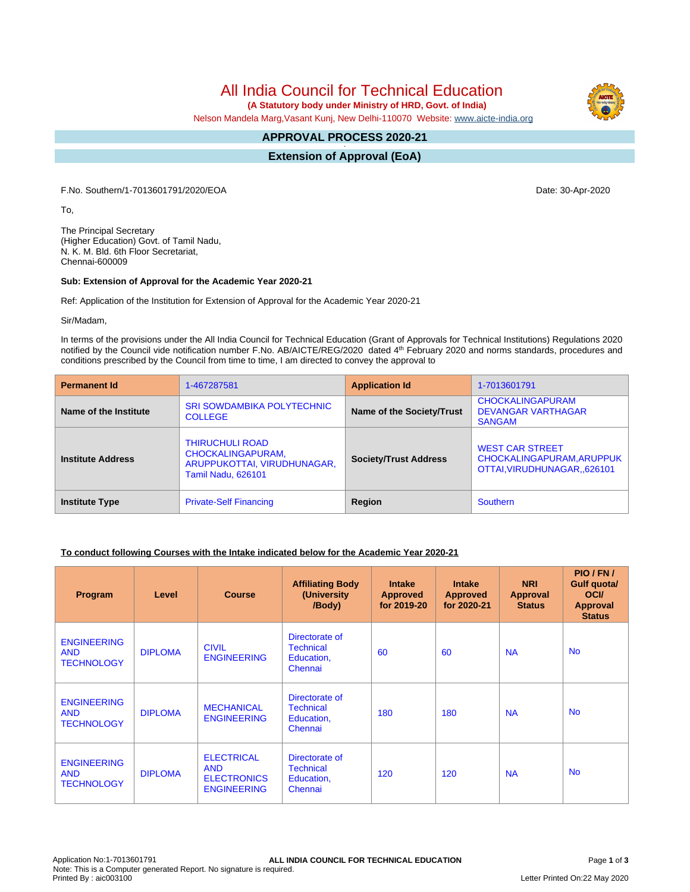# All India Council for Technical Education

**(A Statutory body under Ministry of HRD, Govt. of India)**

Nelson Mandela Marg,Vasant Kunj, New Delhi-110070 Website: www.aicte-india.org

## APPROVAL PROCESS 2020-21

## Extension of Approval (EoA)

F.No. Southern/1-7013601791/2020/EOA

Date: 30-Apr-2020

To,

The Principal Secretary
(Higher Education) Govt. of Tamil Nadu,
N. K. M. Bld. 6th Floor Secretariat,
Chennai-600009

**Sub: Extension of Approval for the Academic Year 2020-21**

Ref: Application of the Institution for Extension of Approval for the Academic Year 2020-21

Sir/Madam,

In terms of the provisions under the All India Council for Technical Education (Grant of Approvals for Technical Institutions) Regulations 2020 notified by the Council vide notification number F.No. AB/AICTE/REG/2020 dated 4th February 2020 and norms standards, procedures and conditions prescribed by the Council from time to time, I am directed to convey the approval to

| **Permanent Id** | 1-467287581 | **Application Id** | 1-7013601791 |
|---|---|---|---|
| **Name of the Institute** | SRI SOWDAMBIKA POLYTECHNIC COLLEGE | **Name of the Society/Trust** | CHOCKALINGAPURAM DEVANGAR VARTHAGAR SANGAM |
| **Institute Address** | THIRUCHULI ROAD CHOCKALINGAPURAM, ARUPPUKOTTAI, VIRUDHUNAGAR, Tamil Nadu, 626101 | **Society/Trust Address** | WEST CAR STREET CHOCKALINGAPURAM,ARUPPUKOTTAI,VIRUDHUNAGAR,,626101 |
| **Institute Type** | Private-Self Financing | **Region** | Southern |

**To conduct following Courses with the Intake indicated below for the Academic Year 2020-21**

| Program | Level | Course | Affiliating Body (University /Body) | Intake Approved for 2019-20 | Intake Approved for 2020-21 | NRI Approval Status | PIO / FN / Gulf quota/ OCI/ Approval Status |
|---|---|---|---|---|---|---|---|
| ENGINEERING AND TECHNOLOGY | DIPLOMA | CIVIL ENGINEERING | Directorate of Technical Education, Chennai | 60 | 60 | NA | No |
| ENGINEERING AND TECHNOLOGY | DIPLOMA | MECHANICAL ENGINEERING | Directorate of Technical Education, Chennai | 180 | 180 | NA | No |
| ENGINEERING AND TECHNOLOGY | DIPLOMA | ELECTRICAL AND ELECTRONICS ENGINEERING | Directorate of Technical Education, Chennai | 120 | 120 | NA | No |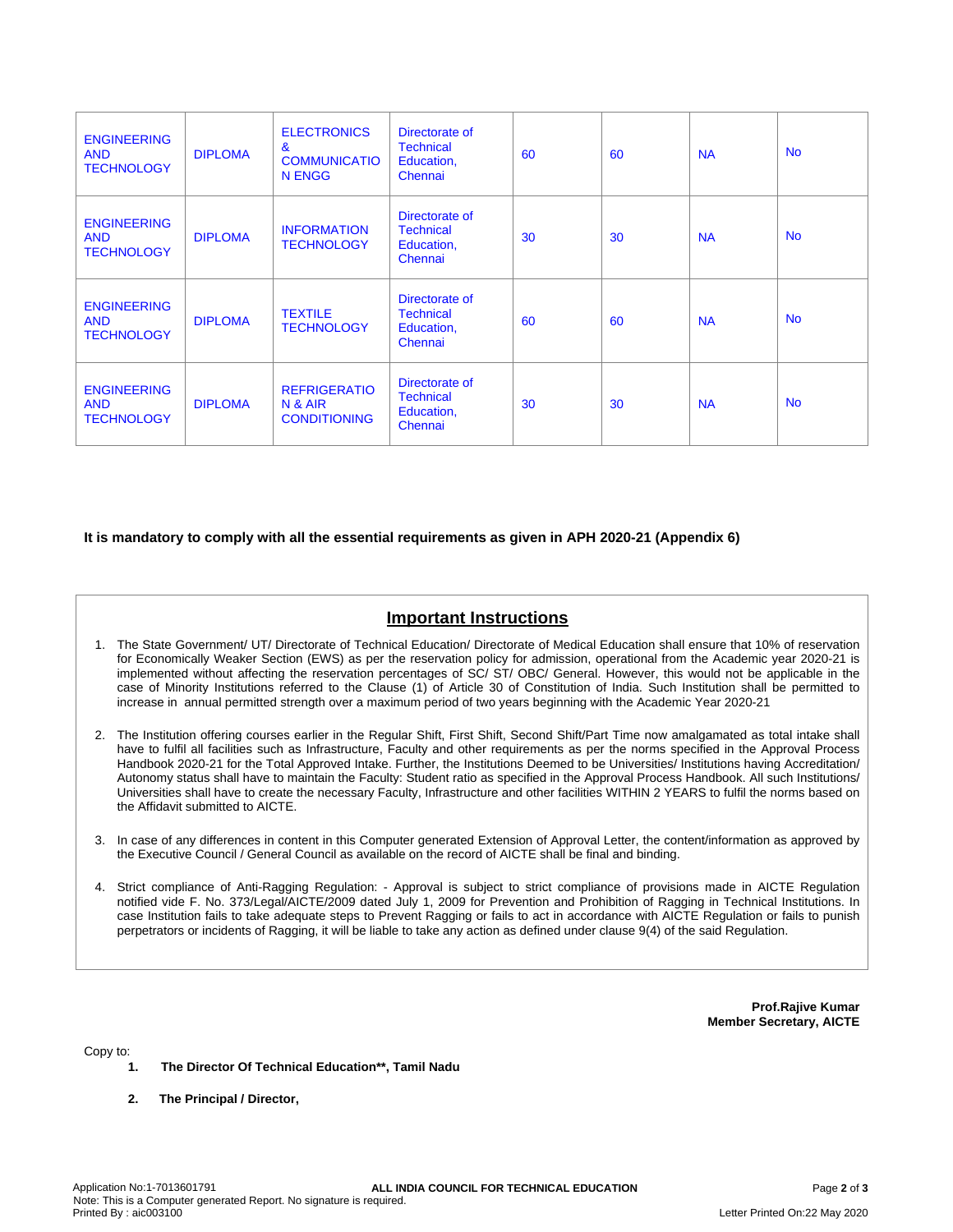| | | | | | | | |
|---|---|---|---|---|---|---|---|
| ENGINEERING AND TECHNOLOGY | DIPLOMA | ELECTRONICS & COMMUNICATION ENGG | Directorate of Technical Education, Chennai | 60 | 60 | NA | No |
| ENGINEERING AND TECHNOLOGY | DIPLOMA | INFORMATION TECHNOLOGY | Directorate of Technical Education, Chennai | 30 | 30 | NA | No |
| ENGINEERING AND TECHNOLOGY | DIPLOMA | TEXTILE TECHNOLOGY | Directorate of Technical Education, Chennai | 60 | 60 | NA | No |
| ENGINEERING AND TECHNOLOGY | DIPLOMA | REFRIGERATION & AIR CONDITIONING | Directorate of Technical Education, Chennai | 30 | 30 | NA | No |

**It is mandatory to comply with all the essential requirements as given in APH 2020-21 (Appendix 6)**

## Important Instructions

1. The State Government/ UT/ Directorate of Technical Education/ Directorate of Medical Education shall ensure that 10% of reservation for Economically Weaker Section (EWS) as per the reservation policy for admission, operational from the Academic year 2020-21 is implemented without affecting the reservation percentages of SC/ ST/ OBC/ General. However, this would not be applicable in the case of Minority Institutions referred to the Clause (1) of Article 30 of Constitution of India. Such Institution shall be permitted to increase in annual permitted strength over a maximum period of two years beginning with the Academic Year 2020-21

2. The Institution offering courses earlier in the Regular Shift, First Shift, Second Shift/Part Time now amalgamated as total intake shall have to fulfil all facilities such as Infrastructure, Faculty and other requirements as per the norms specified in the Approval Process Handbook 2020-21 for the Total Approved Intake. Further, the Institutions Deemed to be Universities/ Institutions having Accreditation/ Autonomy status shall have to maintain the Faculty: Student ratio as specified in the Approval Process Handbook. All such Institutions/ Universities shall have to create the necessary Faculty, Infrastructure and other facilities WITHIN 2 YEARS to fulfil the norms based on the Affidavit submitted to AICTE.

3. In case of any differences in content in this Computer generated Extension of Approval Letter, the content/information as approved by the Executive Council / General Council as available on the record of AICTE shall be final and binding.

4. Strict compliance of Anti-Ragging Regulation: - Approval is subject to strict compliance of provisions made in AICTE Regulation notified vide F. No. 373/Legal/AICTE/2009 dated July 1, 2009 for Prevention and Prohibition of Ragging in Technical Institutions. In case Institution fails to take adequate steps to Prevent Ragging or fails to act in accordance with AICTE Regulation or fails to punish perpetrators or incidents of Ragging, it will be liable to take any action as defined under clause 9(4) of the said Regulation.

**Prof.Rajive Kumar**
**Member Secretary, AICTE**

Copy to:

1. **The Director Of Technical Education**, Tamil Nadu**

2. **The Principal / Director,**

Application No:1-7013601791
Note: This is a Computer generated Report. No signature is required.
Printed By : aic003100

Letter Printed On:22 May 2020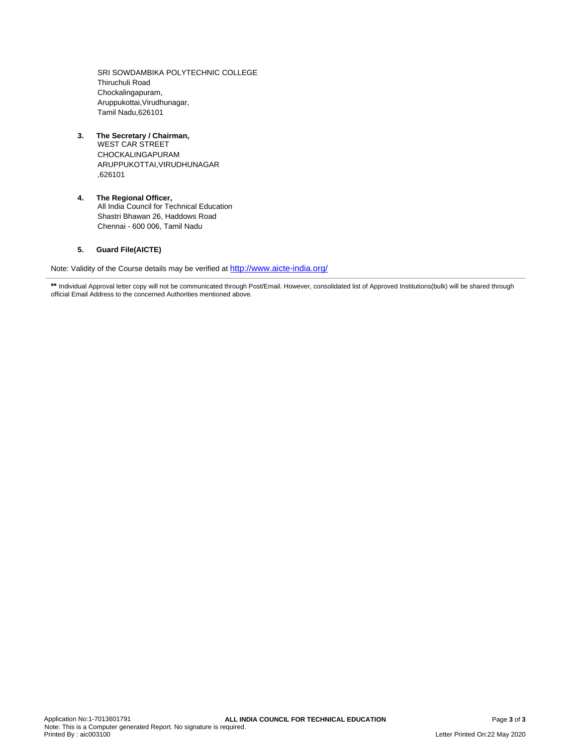SRI SOWDAMBIKA POLYTECHNIC COLLEGE
Thiruchuli Road
Chockalingapuram,
Aruppukottai,Virudhunagar,
Tamil Nadu,626101

3. **The Secretary / Chairman,**
   WEST CAR STREET
   CHOCKALINGAPURAM
   ARUPPUKOTTAI,VIRUDHUNAGAR
   ,626101

4. **The Regional Officer,**
   All India Council for Technical Education
   Shastri Bhawan 26, Haddows Road
   Chennai - 600 006, Tamil Nadu

5. **Guard File(AICTE)**

Note: Validity of the Course details may be verified at http://www.aicte-india.org/

---

**\*\*** Individual Approval letter copy will not be communicated through Post/Email. However, consolidated list of Approved Institutions(bulk) will be shared through official Email Address to the concerned Authorities mentioned above.

Application No:1-7013601791
Note: This is a Computer generated Report. No signature is required.
Printed By : aic003100

Letter Printed On:22 May 2020